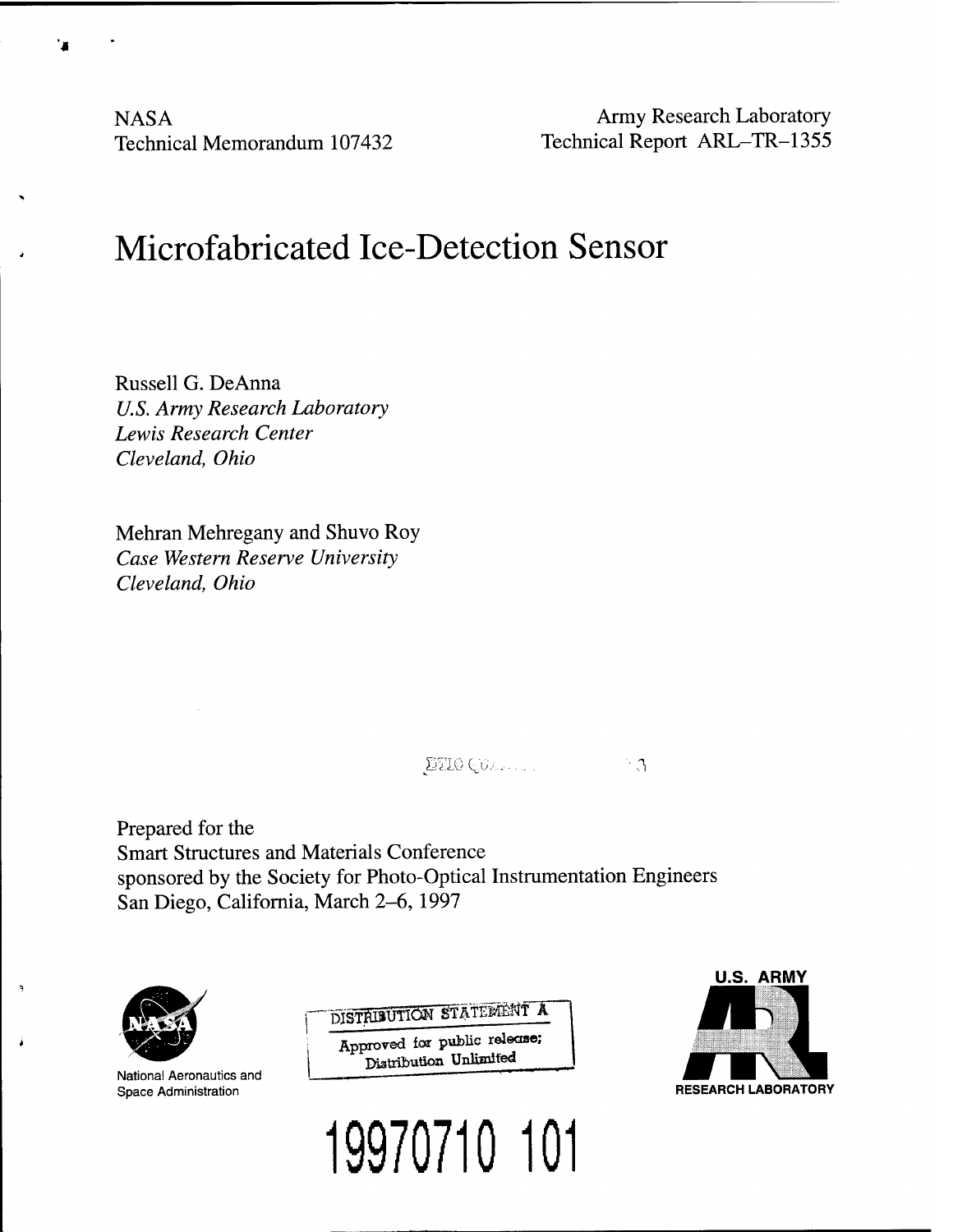NASA
Technical Memorandum 107432

Army Research Laboratory
Technical Report ARL–TR–1355

# Microfabricated Ice-Detection Sensor

Russell G. DeAnna
*U.S. Army Research Laboratory*
*Lewis Research Center*
*Cleveland, Ohio*

Mehran Mehregany and Shuvo Roy
*Case Western Reserve University*
*Cleveland, Ohio*

Prepared for the
Smart Structures and Materials Conference
sponsored by the Society for Photo-Optical Instrumentation Engineers
San Diego, California, March 2–6, 1997

National Aeronautics and
Space Administration

DISTRIBUTION STATEMENT A
Approved for public release;
Distribution Unlimited

U.S. ARMY
RESEARCH LABORATORY

19970710 101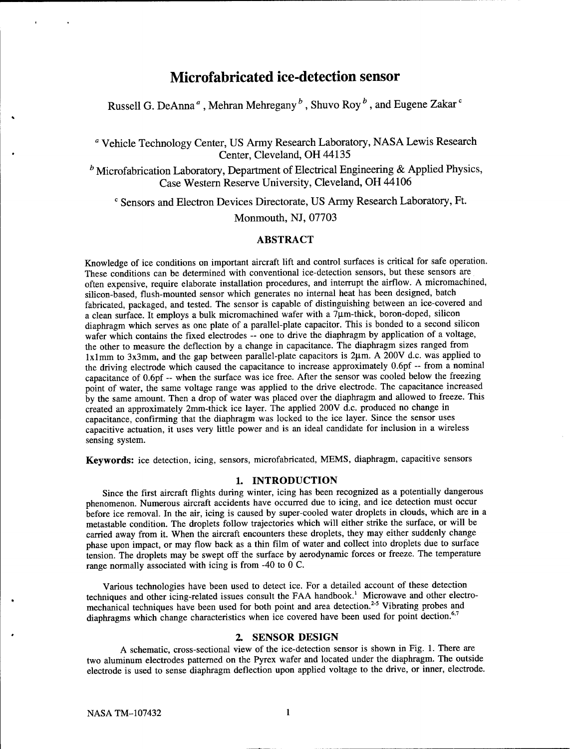# Microfabricated ice-detection sensor

Russell G. DeAnna [a], Mehran Mehregany [b], Shuvo Roy [b], and Eugene Zakar [c]

[a] Vehicle Technology Center, US Army Research Laboratory, NASA Lewis Research Center, Cleveland, OH 44135

[b] Microfabrication Laboratory, Department of Electrical Engineering & Applied Physics, Case Western Reserve University, Cleveland, OH 44106

[c] Sensors and Electron Devices Directorate, US Army Research Laboratory, Ft. Monmouth, NJ, 07703

## ABSTRACT

Knowledge of ice conditions on important aircraft lift and control surfaces is critical for safe operation. These conditions can be determined with conventional ice-detection sensors, but these sensors are often expensive, require elaborate installation procedures, and interrupt the airflow. A micromachined, silicon-based, flush-mounted sensor which generates no internal heat has been designed, batch fabricated, packaged, and tested. The sensor is capable of distinguishing between an ice-covered and a clean surface. It employs a bulk micromachined wafer with a 7μm-thick, boron-doped, silicon diaphragm which serves as one plate of a parallel-plate capacitor. This is bonded to a second silicon wafer which contains the fixed electrodes -- one to drive the diaphragm by application of a voltage, the other to measure the deflection by a change in capacitance. The diaphragm sizes ranged from 1x1mm to 3x3mm, and the gap between parallel-plate capacitors is 2μm. A 200V d.c. was applied to the driving electrode which caused the capacitance to increase approximately 0.6pf -- from a nominal capacitance of 0.6pf -- when the surface was ice free. After the sensor was cooled below the freezing point of water, the same voltage range was applied to the drive electrode. The capacitance increased by the same amount. Then a drop of water was placed over the diaphragm and allowed to freeze. This created an approximately 2mm-thick ice layer. The applied 200V d.c. produced no change in capacitance, confirming that the diaphragm was locked to the ice layer. Since the sensor uses capacitive actuation, it uses very little power and is an ideal candidate for inclusion in a wireless sensing system.

**Keywords:** ice detection, icing, sensors, microfabricated, MEMS, diaphragm, capacitive sensors

## 1. INTRODUCTION

Since the first aircraft flights during winter, icing has been recognized as a potentially dangerous phenomenon. Numerous aircraft accidents have occurred due to icing, and ice detection must occur before ice removal. In the air, icing is caused by super-cooled water droplets in clouds, which are in a metastable condition. The droplets follow trajectories which will either strike the surface, or will be carried away from it. When the aircraft encounters these droplets, they may either suddenly change phase upon impact, or may flow back as a thin film of water and collect into droplets due to surface tension. The droplets may be swept off the surface by aerodynamic forces or freeze. The temperature range normally associated with icing is from -40 to 0 C.

Various technologies have been used to detect ice. For a detailed account of these detection techniques and other icing-related issues consult the FAA handbook.[1] Microwave and other electro-mechanical techniques have been used for both point and area detection.[2-5] Vibrating probes and diaphragms which change characteristics when ice covered have been used for point dection.[6,7]

## 2. SENSOR DESIGN

A schematic, cross-sectional view of the ice-detection sensor is shown in Fig. 1. There are two aluminum electrodes patterned on the Pyrex wafer and located under the diaphragm. The outside electrode is used to sense diaphragm deflection upon applied voltage to the drive, or inner, electrode.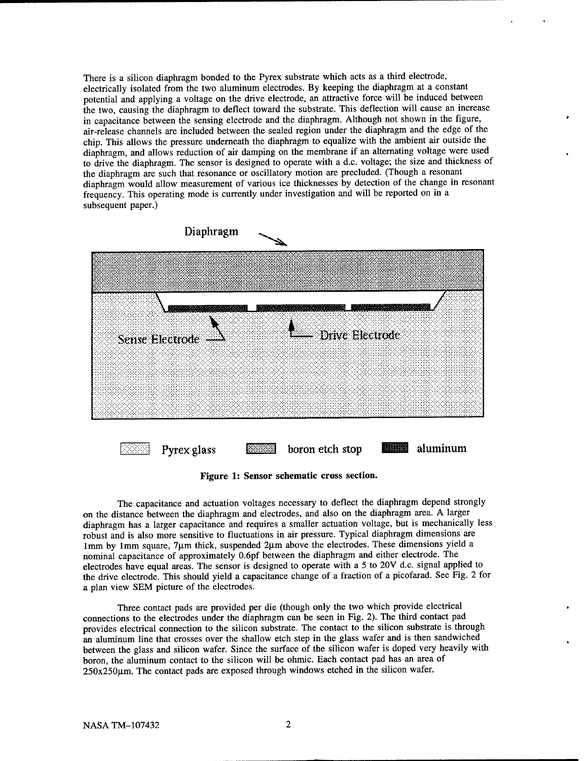There is a silicon diaphragm bonded to the Pyrex substrate which acts as a third electrode, electrically isolated from the two aluminum electrodes. By keeping the diaphragm at a constant potential and applying a voltage on the drive electrode, an attractive force will be induced between the two, causing the diaphragm to deflect toward the substrate. This deflection will cause an increase in capacitance between the sensing electrode and the diaphragm. Although not shown in the figure, air-release channels are included between the sealed region under the diaphragm and the edge of the chip. This allows the pressure underneath the diaphragm to equalize with the ambient air outside the diaphragm, and allows reduction of air damping on the membrane if an alternating voltage were used to drive the diaphragm. The sensor is designed to operate with a d.c. voltage; the size and thickness of the diaphragm are such that resonance or oscillatory motion are precluded. (Though a resonant diaphragm would allow measurement of various ice thicknesses by detection of the change in resonant frequency. This operating mode is currently under investigation and will be reported on in a subsequent paper.)

Diaphragm

Sense Electrode — Drive Electrode

Pyrex glass — boron etch stop — aluminum

**Figure 1: Sensor schematic cross section.**

The capacitance and actuation voltages necessary to deflect the diaphragm depend strongly on the distance between the diaphragm and electrodes, and also on the diaphragm area. A larger diaphragm has a larger capacitance and requires a smaller actuation voltage, but is mechanically less robust and is also more sensitive to fluctuations in air pressure. Typical diaphragm dimensions are 1mm by 1mm square, 7μm thick, suspended 2μm above the electrodes. These dimensions yield a nominal capacitance of approximately 0.6pf between the diaphragm and either electrode. The electrodes have equal areas. The sensor is designed to operate with a 5 to 20V d.c. signal applied to the drive electrode. This should yield a capacitance change of a fraction of a picofarad. See Fig. 2 for a plan view SEM picture of the electrodes.

Three contact pads are provided per die (though only the two which provide electrical connections to the electrodes under the diaphragm can be seen in Fig. 2). The third contact pad provides electrical connection to the silicon substrate. The contact to the silicon substrate is through an aluminum line that crosses over the shallow etch step in the glass wafer and is then sandwiched between the glass and silicon wafer. Since the surface of the silicon wafer is doped very heavily with boron, the aluminum contact to the silicon will be ohmic. Each contact pad has an area of 250x250μm. The contact pads are exposed through windows etched in the silicon wafer.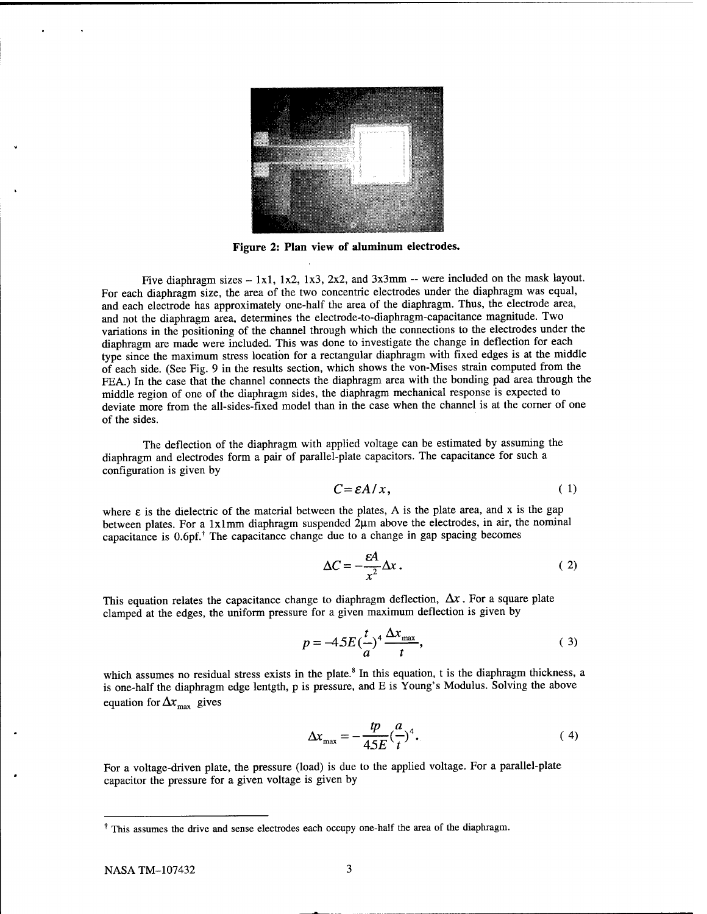Figure 2: Plan view of aluminum electrodes.

Five diaphragm sizes – 1x1, 1x2, 1x3, 2x2, and 3x3mm -- were included on the mask layout. For each diaphragm size, the area of the two concentric electrodes under the diaphragm was equal, and each electrode has approximately one-half the area of the diaphragm. Thus, the electrode area, and not the diaphragm area, determines the electrode-to-diaphragm-capacitance magnitude. Two variations in the positioning of the channel through which the connections to the electrodes under the diaphragm are made were included. This was done to investigate the change in deflection for each type since the maximum stress location for a rectangular diaphragm with fixed edges is at the middle of each side. (See Fig. 9 in the results section, which shows the von-Mises strain computed from the FEA.) In the case that the channel connects the diaphragm area with the bonding pad area through the middle region of one of the diaphragm sides, the diaphragm mechanical response is expected to deviate more from the all-sides-fixed model than in the case when the channel is at the corner of one of the sides.

The deflection of the diaphragm with applied voltage can be estimated by assuming the diaphragm and electrodes form a pair of parallel-plate capacitors. The capacitance for such a configuration is given by

$$C = \varepsilon A / x, \tag{1}$$

where $\varepsilon$ is the dielectric of the material between the plates, A is the plate area, and x is the gap between plates. For a 1x1mm diaphragm suspended 2μm above the electrodes, in air, the nominal capacitance is 0.6pf.† The capacitance change due to a change in gap spacing becomes

$$\Delta C = -\frac{\varepsilon A}{x^2}\Delta x. \tag{2}$$

This equation relates the capacitance change to diaphragm deflection, $\Delta x$. For a square plate clamped at the edges, the uniform pressure for a given maximum deflection is given by

$$p = -45E\left(\frac{t}{a}\right)^4 \frac{\Delta x_{\max}}{t}, \tag{3}$$

which assumes no residual stress exists in the plate.[8] In this equation, t is the diaphragm thickness, a is one-half the diaphragm edge lentgth, p is pressure, and E is Young's Modulus. Solving the above equation for $\Delta x_{\max}$ gives

$$\Delta x_{\max} = -\frac{tp}{45E}\left(\frac{a}{t}\right)^4. \tag{4}$$

For a voltage-driven plate, the pressure (load) is due to the applied voltage. For a parallel-plate capacitor the pressure for a given voltage is given by

---

† This assumes the drive and sense electrodes each occupy one-half the area of the diaphragm.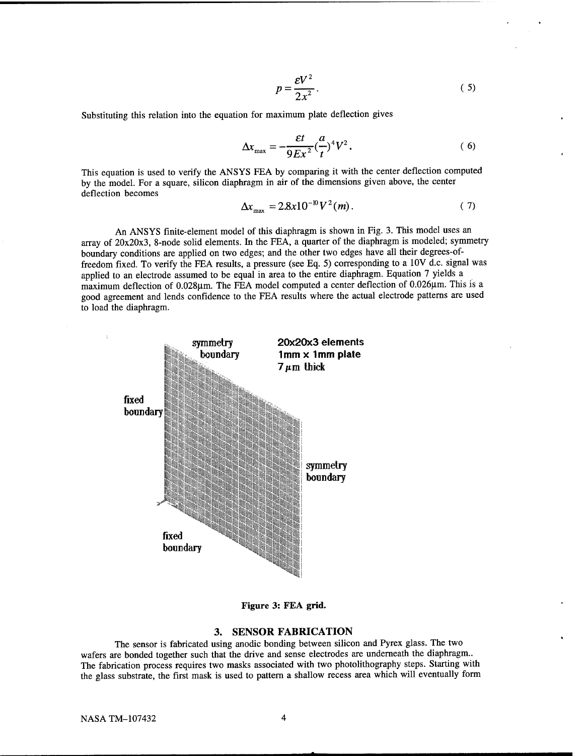$$p = \frac{\varepsilon V^2}{2x^2}. \tag{5}$$

Substituting this relation into the equation for maximum plate deflection gives

$$\Delta x_{\max} = -\frac{\varepsilon t}{9Ex^2}\left(\frac{a}{t}\right)^4 V^2. \tag{6}$$

This equation is used to verify the ANSYS FEA by comparing it with the center deflection computed by the model. For a square, silicon diaphragm in air of the dimensions given above, the center deflection becomes

$$\Delta x_{\max} = 2.8x10^{-10} V^2 (m). \tag{7}$$

An ANSYS finite-element model of this diaphragm is shown in Fig. 3. This model uses an array of 20x20x3, 8-node solid elements. In the FEA, a quarter of the diaphragm is modeled; symmetry boundary conditions are applied on two edges; and the other two edges have all their degrees-of-freedom fixed. To verify the FEA results, a pressure (see Eq. 5) corresponding to a 10V d.c. signal was applied to an electrode assumed to be equal in area to the entire diaphragm. Equation 7 yields a maximum deflection of 0.028μm. The FEA model computed a center deflection of 0.026μm. This is a good agreement and lends confidence to the FEA results where the actual electrode patterns are used to load the diaphragm.

**Figure 3: FEA grid.**

## 3. SENSOR FABRICATION

The sensor is fabricated using anodic bonding between silicon and Pyrex glass. The two wafers are bonded together such that the drive and sense electrodes are underneath the diaphragm.. The fabrication process requires two masks associated with two photolithography steps. Starting with the glass substrate, the first mask is used to pattern a shallow recess area which will eventually form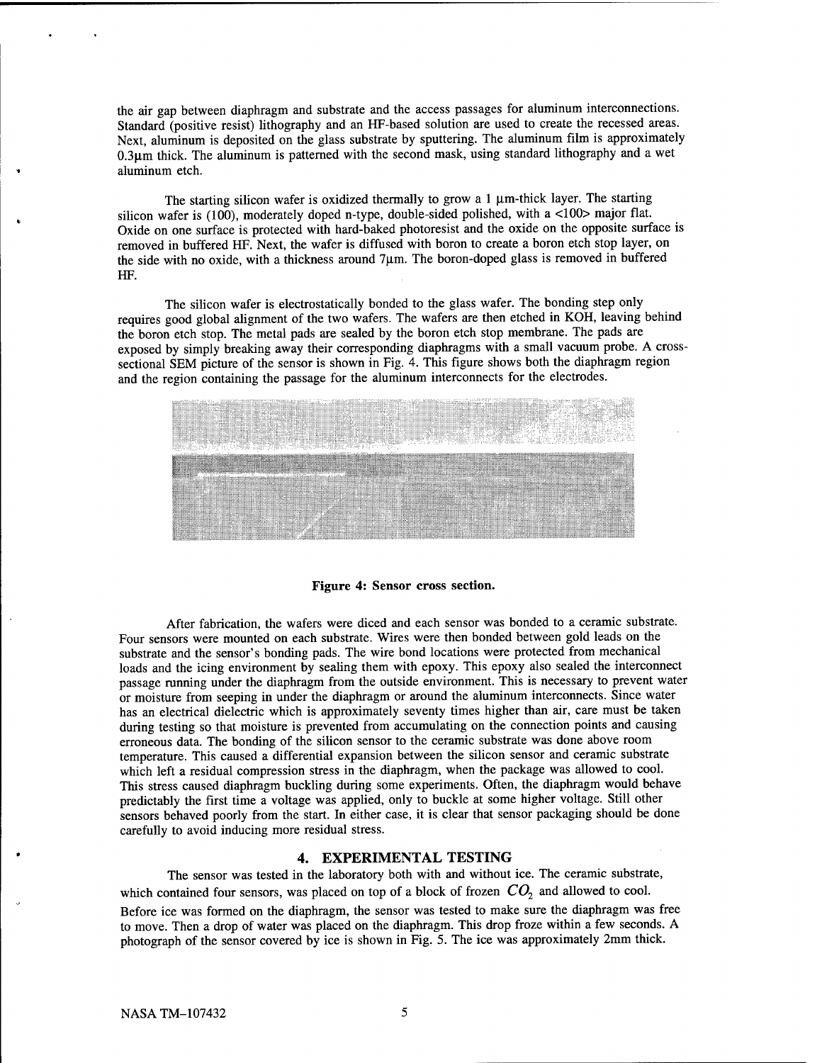the air gap between diaphragm and substrate and the access passages for aluminum interconnections. Standard (positive resist) lithography and an HF-based solution are used to create the recessed areas. Next, aluminum is deposited on the glass substrate by sputtering. The aluminum film is approximately 0.3μm thick. The aluminum is patterned with the second mask, using standard lithography and a wet aluminum etch.

The starting silicon wafer is oxidized thermally to grow a 1 μm-thick layer. The starting silicon wafer is (100), moderately doped n-type, double-sided polished, with a <100> major flat. Oxide on one surface is protected with hard-baked photoresist and the oxide on the opposite surface is removed in buffered HF. Next, the wafer is diffused with boron to create a boron etch stop layer, on the side with no oxide, with a thickness around 7μm. The boron-doped glass is removed in buffered HF.

The silicon wafer is electrostatically bonded to the glass wafer. The bonding step only requires good global alignment of the two wafers. The wafers are then etched in KOH, leaving behind the boron etch stop. The metal pads are sealed by the boron etch stop membrane. The pads are exposed by simply breaking away their corresponding diaphragms with a small vacuum probe. A cross-sectional SEM picture of the sensor is shown in Fig. 4. This figure shows both the diaphragm region and the region containing the passage for the aluminum interconnects for the electrodes.

**Figure 4: Sensor cross section.**

After fabrication, the wafers were diced and each sensor was bonded to a ceramic substrate. Four sensors were mounted on each substrate. Wires were then bonded between gold leads on the substrate and the sensor's bonding pads. The wire bond locations were protected from mechanical loads and the icing environment by sealing them with epoxy. This epoxy also sealed the interconnect passage running under the diaphragm from the outside environment. This is necessary to prevent water or moisture from seeping in under the diaphragm or around the aluminum interconnects. Since water has an electrical dielectric which is approximately seventy times higher than air, care must be taken during testing so that moisture is prevented from accumulating on the connection points and causing erroneous data. The bonding of the silicon sensor to the ceramic substrate was done above room temperature. This caused a differential expansion between the silicon sensor and ceramic substrate which left a residual compression stress in the diaphragm, when the package was allowed to cool. This stress caused diaphragm buckling during some experiments. Often, the diaphragm would behave predictably the first time a voltage was applied, only to buckle at some higher voltage. Still other sensors behaved poorly from the start. In either case, it is clear that sensor packaging should be done carefully to avoid inducing more residual stress.

## 4. EXPERIMENTAL TESTING

The sensor was tested in the laboratory both with and without ice. The ceramic substrate, which contained four sensors, was placed on top of a block of frozen $CO_2$ and allowed to cool. Before ice was formed on the diaphragm, the sensor was tested to make sure the diaphragm was free to move. Then a drop of water was placed on the diaphragm. This drop froze within a few seconds. A photograph of the sensor covered by ice is shown in Fig. 5. The ice was approximately 2mm thick.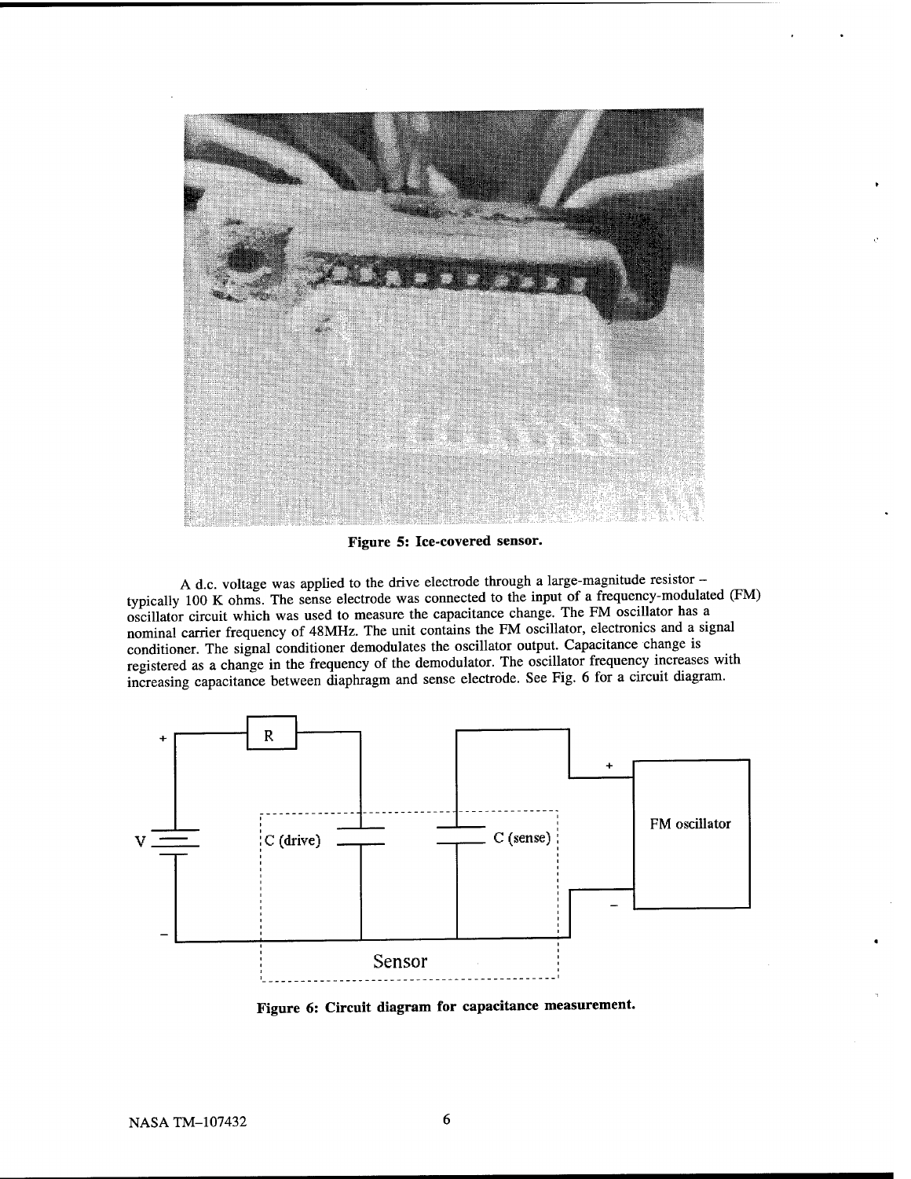**Figure 5: Ice-covered sensor.**

A d.c. voltage was applied to the drive electrode through a large-magnitude resistor – typically 100 K ohms. The sense electrode was connected to the input of a frequency-modulated (FM) oscillator circuit which was used to measure the capacitance change. The FM oscillator has a nominal carrier frequency of 48MHz. The unit contains the FM oscillator, electronics and a signal conditioner. The signal conditioner demodulates the oscillator output. Capacitance change is registered as a change in the frequency of the demodulator. The oscillator frequency increases with increasing capacitance between diaphragm and sense electrode. See Fig. 6 for a circuit diagram.

**Figure 6: Circuit diagram for capacitance measurement.**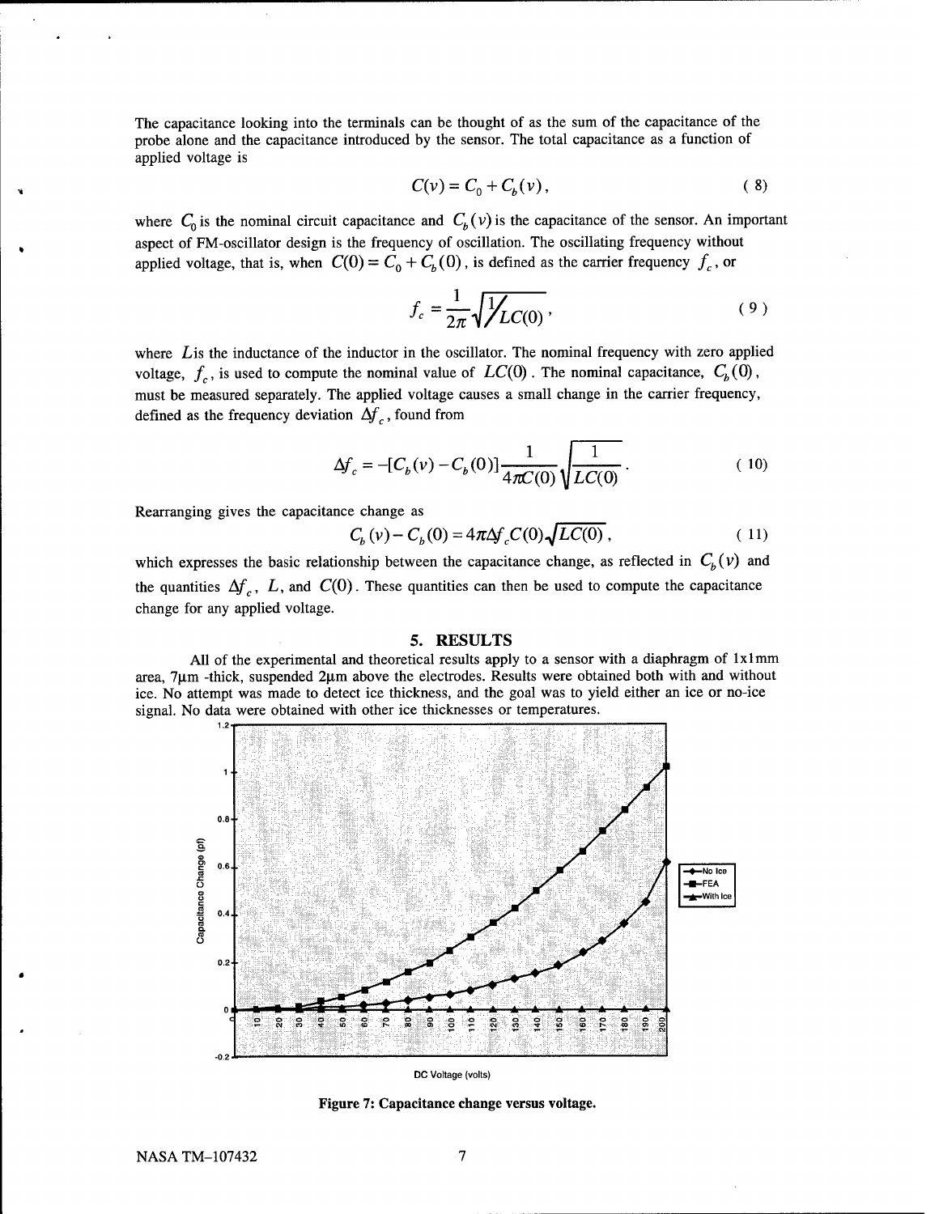The capacitance looking into the terminals can be thought of as the sum of the capacitance of the probe alone and the capacitance introduced by the sensor. The total capacitance as a function of applied voltage is

$$C(v) = C_0 + C_b(v), \tag{8}$$

where $C_0$ is the nominal circuit capacitance and $C_b(v)$ is the capacitance of the sensor. An important aspect of FM-oscillator design is the frequency of oscillation. The oscillating frequency without applied voltage, that is, when $C(0) = C_0 + C_b(0)$, is defined as the carrier frequency $f_c$, or

$$f_c = \frac{1}{2\pi}\sqrt{\frac{1}{LC(0)}}, \tag{9}$$

where $L$ is the inductance of the inductor in the oscillator. The nominal frequency with zero applied voltage, $f_c$, is used to compute the nominal value of $LC(0)$. The nominal capacitance, $C_b(0)$, must be measured separately. The applied voltage causes a small change in the carrier frequency, defined as the frequency deviation $\Delta f_c$, found from

$$\Delta f_c = -[C_b(v) - C_b(0)]\frac{1}{4\pi C(0)}\sqrt{\frac{1}{LC(0)}}. \tag{10}$$

Rearranging gives the capacitance change as

$$C_b(v) - C_b(0) = 4\pi \Delta f_c C(0)\sqrt{LC(0)}, \tag{11}$$

which expresses the basic relationship between the capacitance change, as reflected in $C_b(v)$ and the quantities $\Delta f_c$, $L$, and $C(0)$. These quantities can then be used to compute the capacitance change for any applied voltage.

## 5. RESULTS

All of the experimental and theoretical results apply to a sensor with a diaphragm of 1x1mm area, 7μm -thick, suspended 2μm above the electrodes. Results were obtained both with and without ice. No attempt was made to detect ice thickness, and the goal was to yield either an ice or no-ice signal. No data were obtained with other ice thicknesses or temperatures.

**Figure 7: Capacitance change versus voltage.**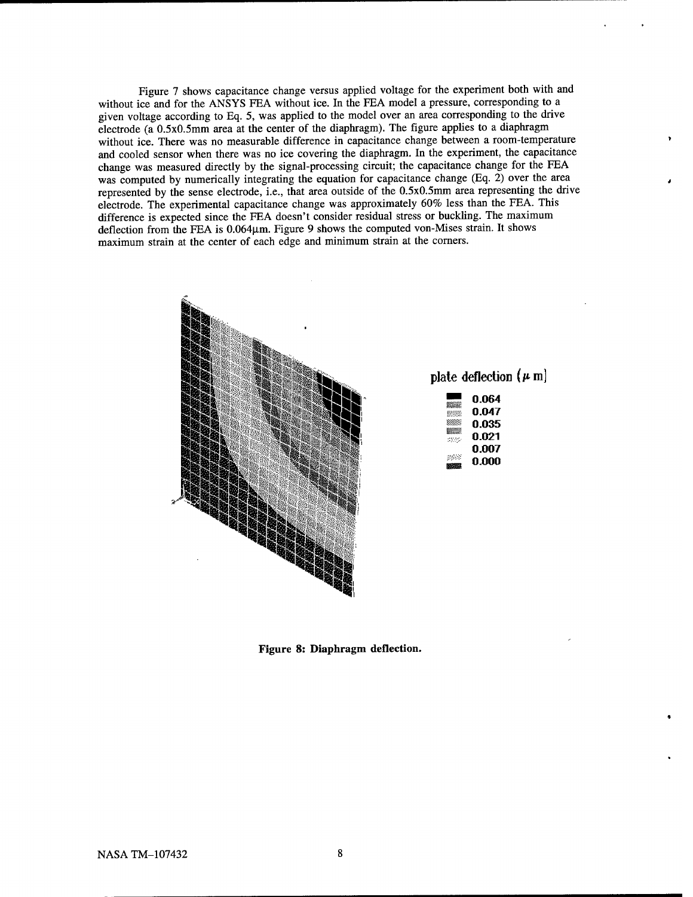Figure 7 shows capacitance change versus applied voltage for the experiment both with and without ice and for the ANSYS FEA without ice. In the FEA model a pressure, corresponding to a given voltage according to Eq. 5, was applied to the model over an area corresponding to the drive electrode (a 0.5x0.5mm area at the center of the diaphragm). The figure applies to a diaphragm without ice. There was no measurable difference in capacitance change between a room-temperature and cooled sensor when there was no ice covering the diaphragm. In the experiment, the capacitance change was measured directly by the signal-processing circuit; the capacitance change for the FEA was computed by numerically integrating the equation for capacitance change (Eq. 2) over the area represented by the sense electrode, i.e., that area outside of the 0.5x0.5mm area representing the drive electrode. The experimental capacitance change was approximately 60% less than the FEA. This difference is expected since the FEA doesn't consider residual stress or buckling. The maximum deflection from the FEA is 0.064μm. Figure 9 shows the computed von-Mises strain. It shows maximum strain at the center of each edge and minimum strain at the corners.

plate deflection (μm)

0.064
0.047
0.035
0.021
0.007
0.000

**Figure 8: Diaphragm deflection.**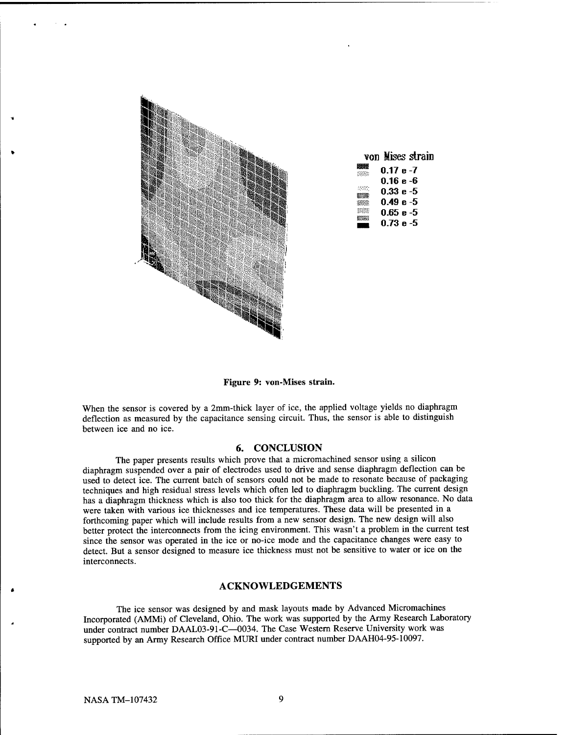von Mises strain

0.17 e -7
0.16 e -6
0.33 e -5
0.49 e -5
0.65 e -5
0.73 e -5

**Figure 9: von-Mises strain.**

When the sensor is covered by a 2mm-thick layer of ice, the applied voltage yields no diaphragm deflection as measured by the capacitance sensing circuit. Thus, the sensor is able to distinguish between ice and no ice.

## 6. CONCLUSION

The paper presents results which prove that a micromachined sensor using a silicon diaphragm suspended over a pair of electrodes used to drive and sense diaphragm deflection can be used to detect ice. The current batch of sensors could not be made to resonate because of packaging techniques and high residual stress levels which often led to diaphragm buckling. The current design has a diaphragm thickness which is also too thick for the diaphragm area to allow resonance. No data were taken with various ice thicknesses and ice temperatures. These data will be presented in a forthcoming paper which will include results from a new sensor design. The new design will also better protect the interconnects from the icing environment. This wasn't a problem in the current test since the sensor was operated in the ice or no-ice mode and the capacitance changes were easy to detect. But a sensor designed to measure ice thickness must not be sensitive to water or ice on the interconnects.

## ACKNOWLEDGEMENTS

The ice sensor was designed by and mask layouts made by Advanced Micromachines Incorporated (AMMi) of Cleveland, Ohio. The work was supported by the Army Research Laboratory under contract number DAAL03-91-C—0034. The Case Western Reserve University work was supported by an Army Research Office MURI under contract number DAAH04-95-10097.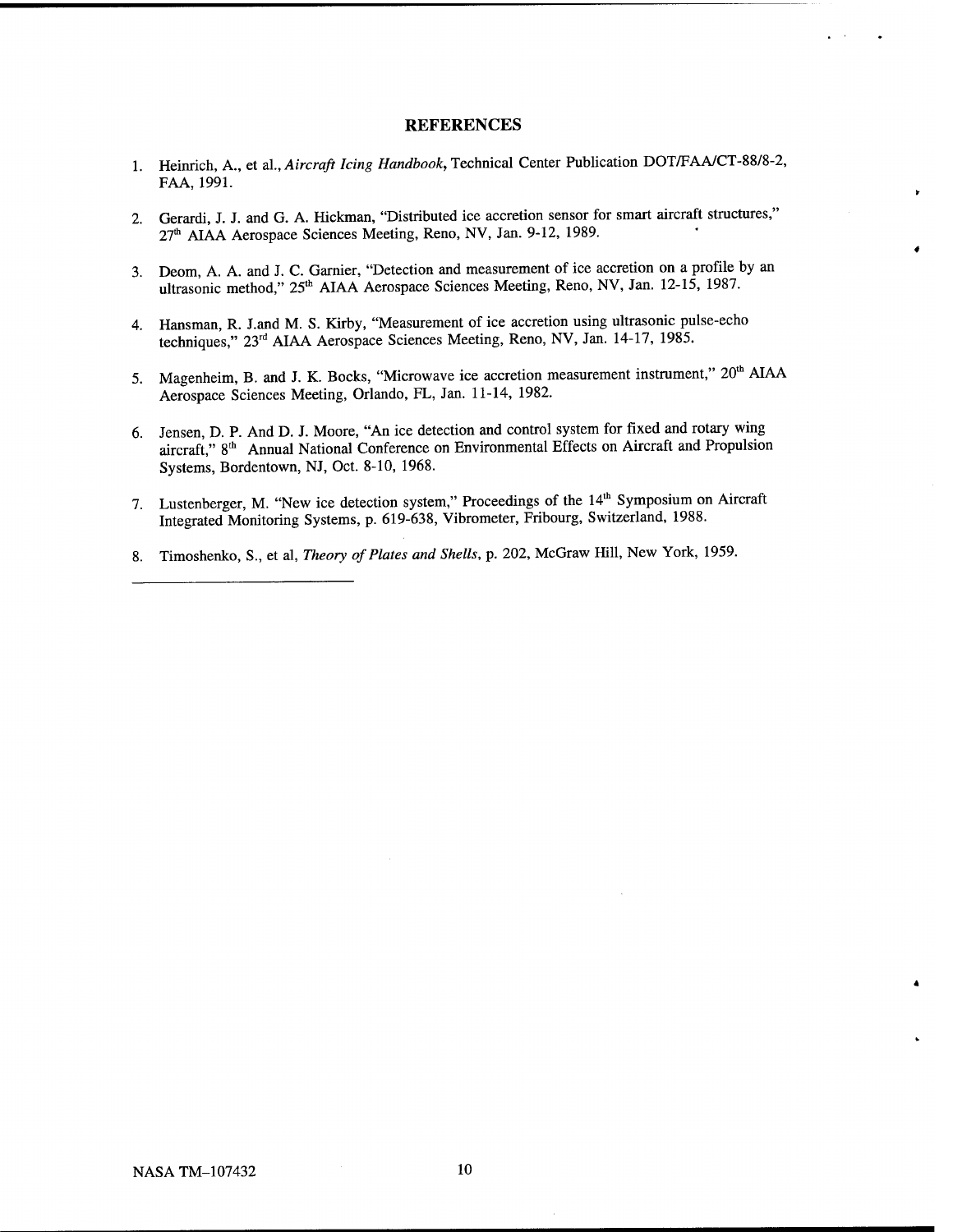## REFERENCES

1. Heinrich, A., et al., *Aircraft Icing Handbook*, Technical Center Publication DOT/FAA/CT-88/8-2, FAA, 1991.

2. Gerardi, J. J. and G. A. Hickman, "Distributed ice accretion sensor for smart aircraft structures," 27th AIAA Aerospace Sciences Meeting, Reno, NV, Jan. 9-12, 1989.

3. Deom, A. A. and J. C. Garnier, "Detection and measurement of ice accretion on a profile by an ultrasonic method," 25th AIAA Aerospace Sciences Meeting, Reno, NV, Jan. 12-15, 1987.

4. Hansman, R. J.and M. S. Kirby, "Measurement of ice accretion using ultrasonic pulse-echo techniques," 23rd AIAA Aerospace Sciences Meeting, Reno, NV, Jan. 14-17, 1985.

5. Magenheim, B. and J. K. Bocks, "Microwave ice accretion measurement instrument," 20th AIAA Aerospace Sciences Meeting, Orlando, FL, Jan. 11-14, 1982.

6. Jensen, D. P. And D. J. Moore, "An ice detection and control system for fixed and rotary wing aircraft," 8th Annual National Conference on Environmental Effects on Aircraft and Propulsion Systems, Bordentown, NJ, Oct. 8-10, 1968.

7. Lustenberger, M. "New ice detection system," Proceedings of the 14th Symposium on Aircraft Integrated Monitoring Systems, p. 619-638, Vibrometer, Fribourg, Switzerland, 1988.

8. Timoshenko, S., et al, *Theory of Plates and Shells*, p. 202, McGraw Hill, New York, 1959.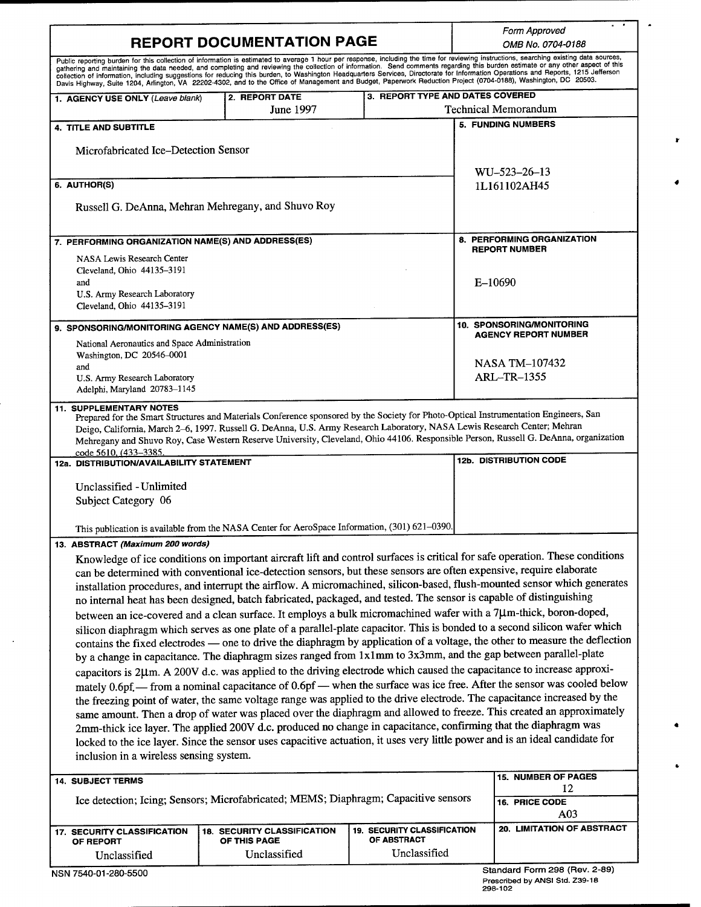# REPORT DOCUMENTATION PAGE

Form Approved
OMB No. 0704-0188

Public reporting burden for this collection of information is estimated to average 1 hour per response, including the time for reviewing instructions, searching existing data sources, gathering and maintaining the data needed, and completing and reviewing the collection of information. Send comments regarding this burden estimate or any other aspect of this collection of information, including suggestions for reducing this burden, to Washington Headquarters Services, Directorate for Information Operations and Reports, 1215 Jefferson Davis Highway, Suite 1204, Arlington, VA 22202-4302, and to the Office of Management and Budget, Paperwork Reduction Project (0704-0188), Washington, DC 20503.

**1. AGENCY USE ONLY** *(Leave blank)*

**2. REPORT DATE**
June 1997

**3. REPORT TYPE AND DATES COVERED**
Technical Memorandum

**4. TITLE AND SUBTITLE**

Microfabricated Ice–Detection Sensor

**5. FUNDING NUMBERS**

WU–523–26–13
1L161102AH45

**6. AUTHOR(S)**

Russell G. DeAnna, Mehran Mehregany, and Shuvo Roy

**7. PERFORMING ORGANIZATION NAME(S) AND ADDRESS(ES)**

NASA Lewis Research Center
Cleveland, Ohio 44135–3191
and
U.S. Army Research Laboratory
Cleveland, Ohio 44135–3191

**8. PERFORMING ORGANIZATION REPORT NUMBER**

E–10690

**9. SPONSORING/MONITORING AGENCY NAME(S) AND ADDRESS(ES)**

National Aeronautics and Space Administration
Washington, DC 20546–0001
and
U.S. Army Research Laboratory
Adelphi, Maryland 20783–1145

**10. SPONSORING/MONITORING AGENCY REPORT NUMBER**

NASA TM–107432
ARL–TR–1355

**11. SUPPLEMENTARY NOTES**

Prepared for the Smart Structures and Materials Conference sponsored by the Society for Photo-Optical Instrumentation Engineers, San Deigo, California, March 2–6, 1997. Russell G. DeAnna, U.S. Army Research Laboratory, NASA Lewis Research Center; Mehran Mehregany and Shuvo Roy, Case Western Reserve University, Cleveland, Ohio 44106. Responsible Person, Russell G. DeAnna, organization code 5610, (433–3385.

**12a. DISTRIBUTION/AVAILABILITY STATEMENT**

Unclassified - Unlimited
Subject Category 06

This publication is available from the NASA Center for AeroSpace Information, (301) 621–0390.

**12b. DISTRIBUTION CODE**

**13. ABSTRACT** *(Maximum 200 words)*

Knowledge of ice conditions on important aircraft lift and control surfaces is critical for safe operation. These conditions can be determined with conventional ice-detection sensors, but these sensors are often expensive, require elaborate installation procedures, and interrupt the airflow. A micromachined, silicon-based, flush-mounted sensor which generates no internal heat has been designed, batch fabricated, packaged, and tested. The sensor is capable of distinguishing between an ice-covered and a clean surface. It employs a bulk micromachined wafer with a 7$\mu$m-thick, boron-doped, silicon diaphragm which serves as one plate of a parallel-plate capacitor. This is bonded to a second silicon wafer which contains the fixed electrodes — one to drive the diaphragm by application of a voltage, the other to measure the deflection by a change in capacitance. The diaphragm sizes ranged from 1x1mm to 3x3mm, and the gap between parallel-plate capacitors is 2$\mu$m. A 200V d.c. was applied to the driving electrode which caused the capacitance to increase approximately 0.6pf.— from a nominal capacitance of 0.6pf — when the surface was ice free. After the sensor was cooled below the freezing point of water, the same voltage range was applied to the drive electrode. The capacitance increased by the same amount. Then a drop of water was placed over the diaphragm and allowed to freeze. This created an approximately 2mm-thick ice layer. The applied 200V d.c. produced no change in capacitance, confirming that the diaphragm was locked to the ice layer. Since the sensor uses capacitive actuation, it uses very little power and is an ideal candidate for inclusion in a wireless sensing system.

**14. SUBJECT TERMS**

Ice detection; Icing; Sensors; Microfabricated; MEMS; Diaphragm; Capacitive sensors

**15. NUMBER OF PAGES**
12

**16. PRICE CODE**
A03

| 17. SECURITY CLASSIFICATION OF REPORT | 18. SECURITY CLASSIFICATION OF THIS PAGE | 19. SECURITY CLASSIFICATION OF ABSTRACT | 20. LIMITATION OF ABSTRACT |
|---|---|---|---|
| Unclassified | Unclassified | Unclassified | |

NSN 7540-01-280-5500

Standard Form 298 (Rev. 2-89)
Prescribed by ANSI Std. Z39-18
298-102